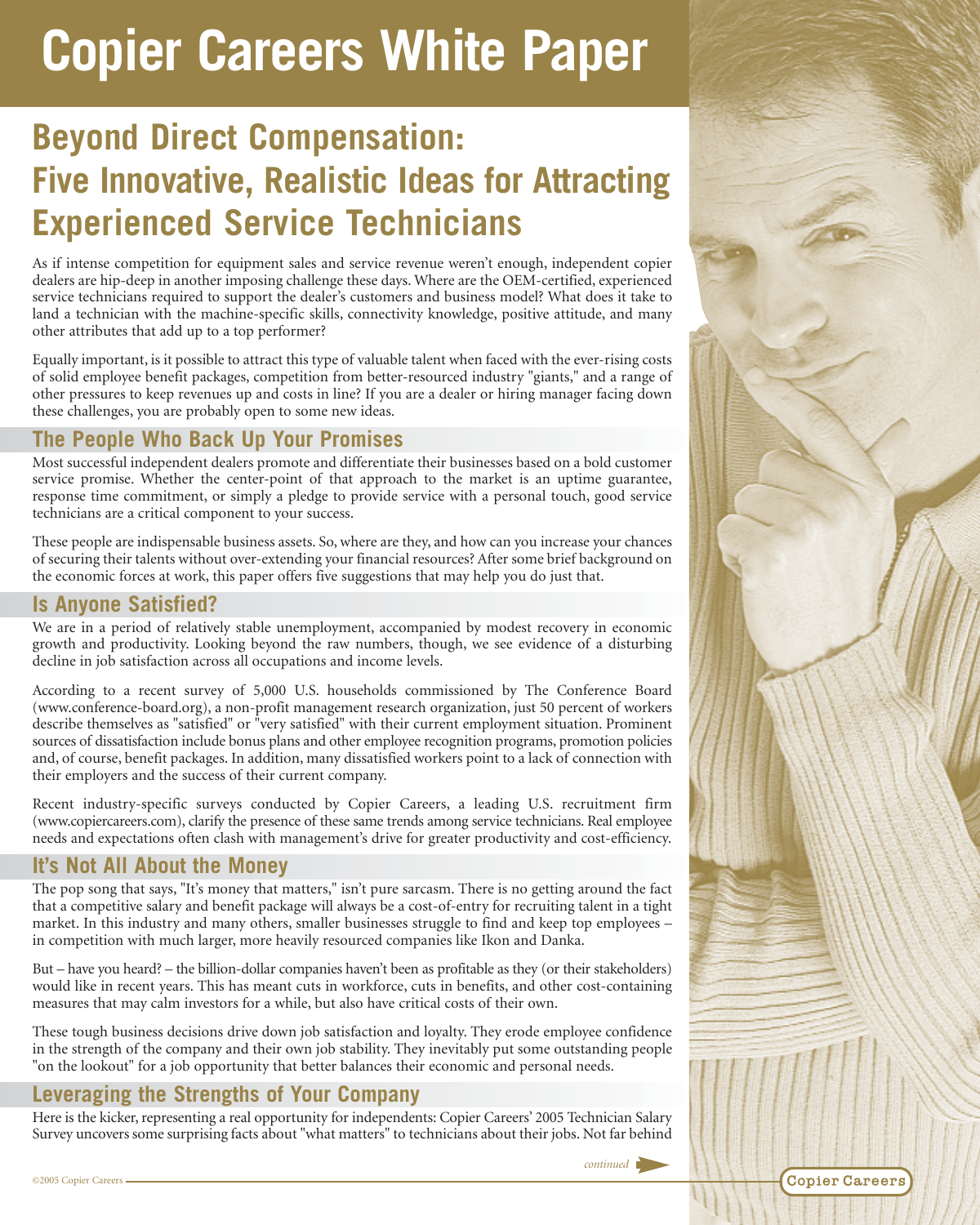# Copier Careers White Paper

## Beyond Direct Compensation: Five Innovative, Realistic Ideas for Attracting Experienced Service Technicians

As if intense competition for equipment sales and service revenue weren't enough, independent copier dealers are hip-deep in another imposing challenge these days. Where are the OEM-certified, experienced service technicians required to support the dealer's customers and business model? What does it take to land a technician with the machine-specific skills, connectivity knowledge, positive attitude, and many other attributes that add up to a top performer?

Equally important, is it possible to attract this type of valuable talent when faced with the ever-rising costs of solid employee benefit packages, competition from better-resourced industry "giants," and a range of other pressures to keep revenues up and costs in line? If you are a dealer or hiring manager facing down these challenges, you are probably open to some new ideas.

### The People Who Back Up Your Promises

Most successful independent dealers promote and differentiate their businesses based on a bold customer service promise. Whether the center-point of that approach to the market is an uptime guarantee, response time commitment, or simply a pledge to provide service with a personal touch, good service technicians are a critical component to your success.

These people are indispensable business assets. So, where are they, and how can you increase your chances of securing their talents without over-extending your financial resources? After some brief background on the economic forces at work, this paper offers five suggestions that may help you do just that.

### Is Anyone Satisfied?

We are in a period of relatively stable unemployment, accompanied by modest recovery in economic growth and productivity. Looking beyond the raw numbers, though, we see evidence of a disturbing decline in job satisfaction across all occupations and income levels.

According to a recent survey of 5,000 U.S. households commissioned by The Conference Board (www.conference-board.org), a non-profit management research organization, just 50 percent of workers describe themselves as "satisfied" or "very satisfied" with their current employment situation. Prominent sources of dissatisfaction include bonus plans and other employee recognition programs, promotion policies and, of course, benefit packages. In addition, many dissatisfied workers point to a lack of connection with their employers and the success of their current company.

Recent industry-specific surveys conducted by Copier Careers, a leading U.S. recruitment firm (www.copiercareers.com), clarify the presence of these same trends among service technicians. Real employee needs and expectations often clash with management's drive for greater productivity and cost-efficiency.

### It's Not All About the Money

The pop song that says, "It's money that matters," isn't pure sarcasm. There is no getting around the fact that a competitive salary and benefit package will always be a cost-of-entry for recruiting talent in a tight market. In this industry and many others, smaller businesses struggle to find and keep top employees – in competition with much larger, more heavily resourced companies like Ikon and Danka.

But – have you heard? – the billion-dollar companies haven't been as profitable as they (or their stakeholders) would like in recent years. This has meant cuts in workforce, cuts in benefits, and other cost-containing measures that may calm investors for a while, but also have critical costs of their own.

These tough business decisions drive down job satisfaction and loyalty. They erode employee confidence in the strength of the company and their own job stability. They inevitably put some outstanding people "on the lookout" for a job opportunity that better balances their economic and personal needs.

### Leveraging the Strengths of Your Company

Here is the kicker, representing a real opportunity for independents: Copier Careers' 2005 Technician Salary Survey uncovers some surprising facts about "what matters" to technicians about their jobs. Not far behind

*continued*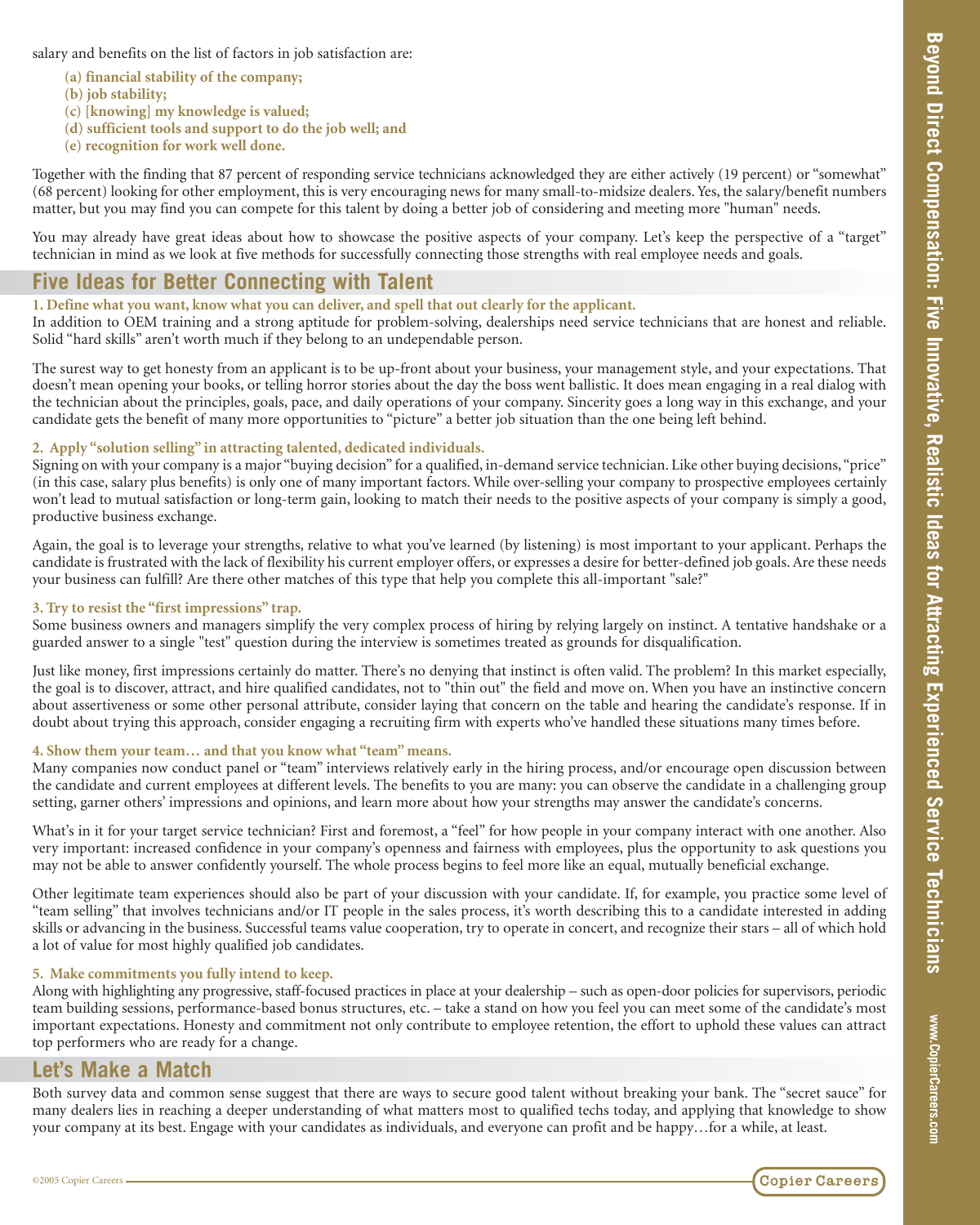salary and benefits on the list of factors in job satisfaction are:

**(a) financial stability of the company;**
**(b) job stability;**
**(c) [knowing] my knowledge is valued;**
**(d) sufficient tools and support to do the job well; and**
**(e) recognition for work well done.**

Together with the finding that 87 percent of responding service technicians acknowledged they are either actively (19 percent) or "somewhat" (68 percent) looking for other employment, this is very encouraging news for many small-to-midsize dealers. Yes, the salary/benefit numbers matter, but you may find you can compete for this talent by doing a better job of considering and meeting more "human" needs.

You may already have great ideas about how to showcase the positive aspects of your company. Let's keep the perspective of a "target" technician in mind as we look at five methods for successfully connecting those strengths with real employee needs and goals.

## Five Ideas for Better Connecting with Talent

**1. Define what you want, know what you can deliver, and spell that out clearly for the applicant.**
In addition to OEM training and a strong aptitude for problem-solving, dealerships need service technicians that are honest and reliable. Solid "hard skills" aren't worth much if they belong to an undependable person.

The surest way to get honesty from an applicant is to be up-front about your business, your management style, and your expectations. That doesn't mean opening your books, or telling horror stories about the day the boss went ballistic. It does mean engaging in a real dialog with the technician about the principles, goals, pace, and daily operations of your company. Sincerity goes a long way in this exchange, and your candidate gets the benefit of many more opportunities to "picture" a better job situation than the one being left behind.

**2. Apply "solution selling" in attracting talented, dedicated individuals.**
Signing on with your company is a major "buying decision" for a qualified, in-demand service technician. Like other buying decisions, "price" (in this case, salary plus benefits) is only one of many important factors. While over-selling your company to prospective employees certainly won't lead to mutual satisfaction or long-term gain, looking to match their needs to the positive aspects of your company is simply a good, productive business exchange.

Again, the goal is to leverage your strengths, relative to what you've learned (by listening) is most important to your applicant. Perhaps the candidate is frustrated with the lack of flexibility his current employer offers, or expresses a desire for better-defined job goals. Are these needs your business can fulfill? Are there other matches of this type that help you complete this all-important "sale?"

**3. Try to resist the "first impressions" trap.**
Some business owners and managers simplify the very complex process of hiring by relying largely on instinct. A tentative handshake or a guarded answer to a single "test" question during the interview is sometimes treated as grounds for disqualification.

Just like money, first impressions certainly do matter. There's no denying that instinct is often valid. The problem? In this market especially, the goal is to discover, attract, and hire qualified candidates, not to "thin out" the field and move on. When you have an instinctive concern about assertiveness or some other personal attribute, consider laying that concern on the table and hearing the candidate's response. If in doubt about trying this approach, consider engaging a recruiting firm with experts who've handled these situations many times before.

**4. Show them your team… and that you know what "team" means.**
Many companies now conduct panel or "team" interviews relatively early in the hiring process, and/or encourage open discussion between the candidate and current employees at different levels. The benefits to you are many: you can observe the candidate in a challenging group setting, garner others' impressions and opinions, and learn more about how your strengths may answer the candidate's concerns.

What's in it for your target service technician? First and foremost, a "feel" for how people in your company interact with one another. Also very important: increased confidence in your company's openness and fairness with employees, plus the opportunity to ask questions you may not be able to answer confidently yourself. The whole process begins to feel more like an equal, mutually beneficial exchange.

Other legitimate team experiences should also be part of your discussion with your candidate. If, for example, you practice some level of "team selling" that involves technicians and/or IT people in the sales process, it's worth describing this to a candidate interested in adding skills or advancing in the business. Successful teams value cooperation, try to operate in concert, and recognize their stars – all of which hold a lot of value for most highly qualified job candidates.

**5. Make commitments you fully intend to keep.**
Along with highlighting any progressive, staff-focused practices in place at your dealership – such as open-door policies for supervisors, periodic team building sessions, performance-based bonus structures, etc. – take a stand on how you feel you can meet some of the candidate's most important expectations. Honesty and commitment not only contribute to employee retention, the effort to uphold these values can attract top performers who are ready for a change.

## Let's Make a Match

Both survey data and common sense suggest that there are ways to secure good talent without breaking your bank. The "secret sauce" for many dealers lies in reaching a deeper understanding of what matters most to qualified techs today, and applying that knowledge to show your company at its best. Engage with your candidates as individuals, and everyone can profit and be happy…for a while, at least.

©2005 Copier Careers